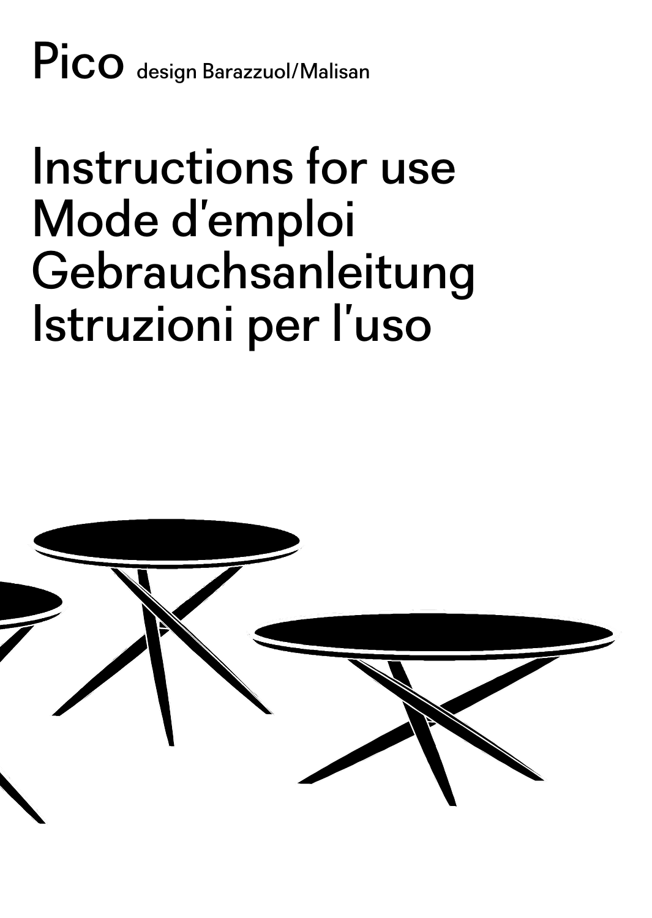# Pico design Barazzuol/Malisan

# Instructions for use
# Mode d'emploi
# Gebrauchsanleitung
# Istruzioni per l'uso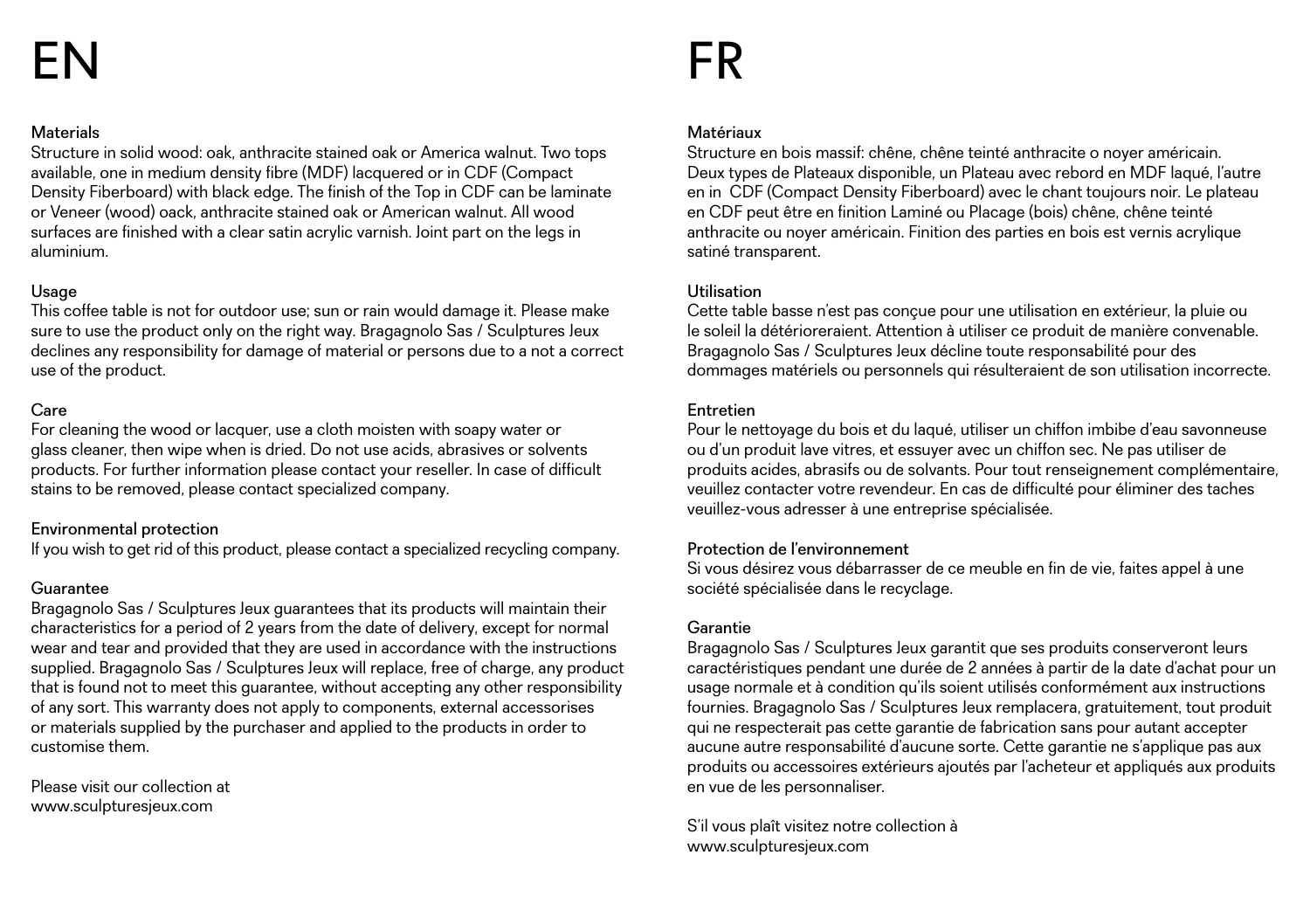# EN

### Materials

Structure in solid wood: oak, anthracite stained oak or America walnut. Two tops available, one in medium density fibre (MDF) lacquered or in CDF (Compact Density Fiberboard) with black edge. The finish of the Top in CDF can be laminate or Veneer (wood) oack, anthracite stained oak or American walnut. All wood surfaces are finished with a clear satin acrylic varnish. Joint part on the legs in aluminium.

### Usage

This coffee table is not for outdoor use; sun or rain would damage it. Please make sure to use the product only on the right way. Bragagnolo Sas / Sculptures Jeux declines any responsibility for damage of material or persons due to a not a correct use of the product.

### Care

For cleaning the wood or lacquer, use a cloth moisten with soapy water or glass cleaner, then wipe when is dried. Do not use acids, abrasives or solvents products. For further information please contact your reseller. In case of difficult stains to be removed, please contact specialized company.

### Environmental protection

If you wish to get rid of this product, please contact a specialized recycling company.

### Guarantee

Bragagnolo Sas / Sculptures Jeux guarantees that its products will maintain their characteristics for a period of 2 years from the date of delivery, except for normal wear and tear and provided that they are used in accordance with the instructions supplied. Bragagnolo Sas / Sculptures Jeux will replace, free of charge, any product that is found not to meet this guarantee, without accepting any other responsibility of any sort. This warranty does not apply to components, external accessorises or materials supplied by the purchaser and applied to the products in order to customise them.

Please visit our collection at
www.sculpturesjeux.com

# FR

### Matériaux

Structure en bois massif: chêne, chêne teinté anthracite o noyer américain.
Deux types de Plateaux disponible, un Plateau avec rebord en MDF laqué, l'autre en in CDF (Compact Density Fiberboard) avec le chant toujours noir. Le plateau en CDF peut être en finition Laminé ou Placage (bois) chêne, chêne teinté anthracite ou noyer américain. Finition des parties en bois est vernis acrylique satiné transparent.

### Utilisation

Cette table basse n'est pas conçue pour une utilisation en extérieur, la pluie ou le soleil la détérioreraient. Attention à utiliser ce produit de manière convenable. Bragagnolo Sas / Sculptures Jeux décline toute responsabilité pour des dommages matériels ou personnels qui résulteraient de son utilisation incorrecte.

### Entretien

Pour le nettoyage du bois et du laqué, utiliser un chiffon imbibe d'eau savonneuse ou d'un produit lave vitres, et essuyer avec un chiffon sec. Ne pas utiliser de produits acides, abrasifs ou de solvants. Pour tout renseignement complémentaire, veuillez contacter votre revendeur. En cas de difficulté pour éliminer des taches veuillez-vous adresser à une entreprise spécialisée.

### Protection de l'environnement

Si vous désirez vous débarrasser de ce meuble en fin de vie, faites appel à une société spécialisée dans le recyclage.

### Garantie

Bragagnolo Sas / Sculptures Jeux garantit que ses produits conserveront leurs caractéristiques pendant une durée de 2 années à partir de la date d'achat pour un usage normale et à condition qu'ils soient utilisés conformément aux instructions fournies. Bragagnolo Sas / Sculptures Jeux remplacera, gratuitement, tout produit qui ne respecterait pas cette garantie de fabrication sans pour autant accepter aucune autre responsabilité d'aucune sorte. Cette garantie ne s'applique pas aux produits ou accessoires extérieurs ajoutés par l'acheteur et appliqués aux produits en vue de les personnaliser.

S'il vous plaît visitez notre collection à
www.sculpturesjeux.com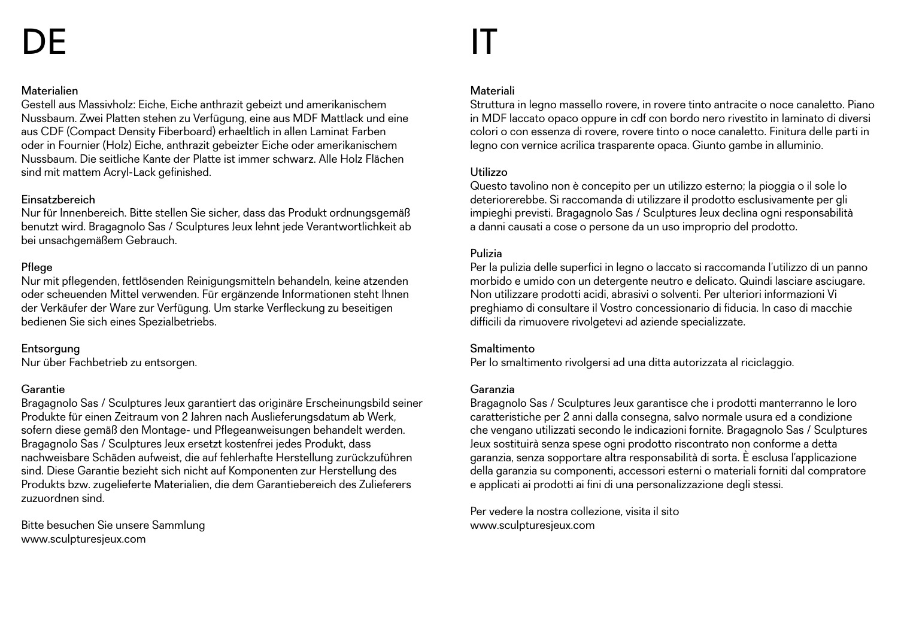# DE

## Materialien

Gestell aus Massivholz: Eiche, Eiche anthrazit gebeizt und amerikanischem Nussbaum. Zwei Platten stehen zu Verfügung, eine aus MDF Mattlack und eine aus CDF (Compact Density Fiberboard) erhaeltlich in allen Laminat Farben oder in Fournier (Holz) Eiche, anthrazit gebeizter Eiche oder amerikanischem Nussbaum. Die seitliche Kante der Platte ist immer schwarz. Alle Holz Flächen sind mit mattem Acryl-Lack gefinished.

## Einsatzbereich

Nur für Innenbereich. Bitte stellen Sie sicher, dass das Produkt ordnungsgemäß benutzt wird. Bragagnolo Sas / Sculptures Jeux lehnt jede Verantwortlichkeit ab bei unsachgemäßem Gebrauch.

## Pflege

Nur mit pflegenden, fettlösenden Reinigungsmitteln behandeln, keine atzenden oder scheuenden Mittel verwenden. Für ergänzende Informationen steht Ihnen der Verkäufer der Ware zur Verfügung. Um starke Verfleckung zu beseitigen bedienen Sie sich eines Spezialbetriebs.

## Entsorgung

Nur über Fachbetrieb zu entsorgen.

## Garantie

Bragagnolo Sas / Sculptures Jeux garantiert das originäre Erscheinungsbild seiner Produkte für einen Zeitraum von 2 Jahren nach Auslieferungsdatum ab Werk, sofern diese gemäß den Montage- und Pflegeanweisungen behandelt werden. Bragagnolo Sas / Sculptures Jeux ersetzt kostenfrei jedes Produkt, dass nachweisbare Schäden aufweist, die auf fehlerhafte Herstellung zurückzuführen sind. Diese Garantie bezieht sich nicht auf Komponenten zur Herstellung des Produkts bzw. zugelieferte Materialien, die dem Garantiebereich des Zulieferers zuzuordnen sind.

Bitte besuchen Sie unsere Sammlung
www.sculpturesjeux.com

# IT

## Materiali

Struttura in legno massello rovere, in rovere tinto antracite o noce canaletto. Piano in MDF laccato opaco oppure in cdf con bordo nero rivestito in laminato di diversi colori o con essenza di rovere, rovere tinto o noce canaletto. Finitura delle parti in legno con vernice acrilica trasparente opaca. Giunto gambe in alluminio.

## Utilizzo

Questo tavolino non è concepito per un utilizzo esterno; la pioggia o il sole lo deteriorerebbe. Si raccomanda di utilizzare il prodotto esclusivamente per gli impieghi previsti. Bragagnolo Sas / Sculptures Jeux declina ogni responsabilità a danni causati a cose o persone da un uso improprio del prodotto.

## Pulizia

Per la pulizia delle superfici in legno o laccato si raccomanda l'utilizzo di un panno morbido e umido con un detergente neutro e delicato. Quindi lasciare asciugare. Non utilizzare prodotti acidi, abrasivi o solventi. Per ulteriori informazioni Vi preghiamo di consultare il Vostro concessionario di fiducia. In caso di macchie difficili da rimuovere rivolgetevi ad aziende specializzate.

## Smaltimento

Per lo smaltimento rivolgersi ad una ditta autorizzata al riciclaggio.

## Garanzia

Bragagnolo Sas / Sculptures Jeux garantisce che i prodotti manterranno le loro caratteristiche per 2 anni dalla consegna, salvo normale usura ed a condizione che vengano utilizzati secondo le indicazioni fornite. Bragagnolo Sas / Sculptures Jeux sostituirà senza spese ogni prodotto riscontrato non conforme a detta garanzia, senza sopportare altra responsabilità di sorta. È esclusa l'applicazione della garanzia su componenti, accessori esterni o materiali forniti dal compratore e applicati ai prodotti ai fini di una personalizzazione degli stessi.

Per vedere la nostra collezione, visita il sito
www.sculpturesjeux.com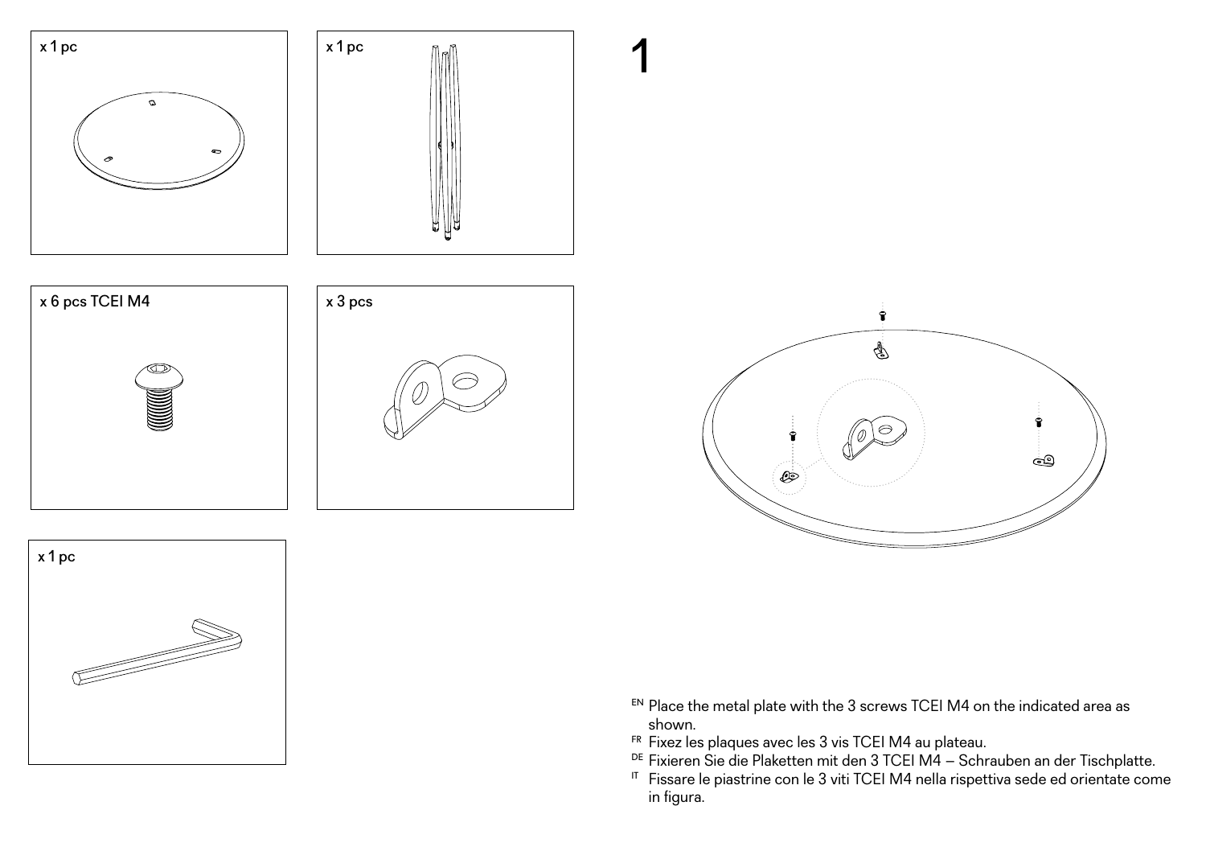x 1 pc

x 1 pc

x 6 pcs TCEI M4

x 3 pcs

x 1 pc

# 1

EN Place the metal plate with the 3 screws TCEI M4 on the indicated area as shown.

FR Fixez les plaques avec les 3 vis TCEI M4 au plateau.

DE Fixieren Sie die Plaketten mit den 3 TCEI M4 – Schrauben an der Tischplatte.

IT Fissare le piastrine con le 3 viti TCEI M4 nella rispettiva sede ed orientate come in figura.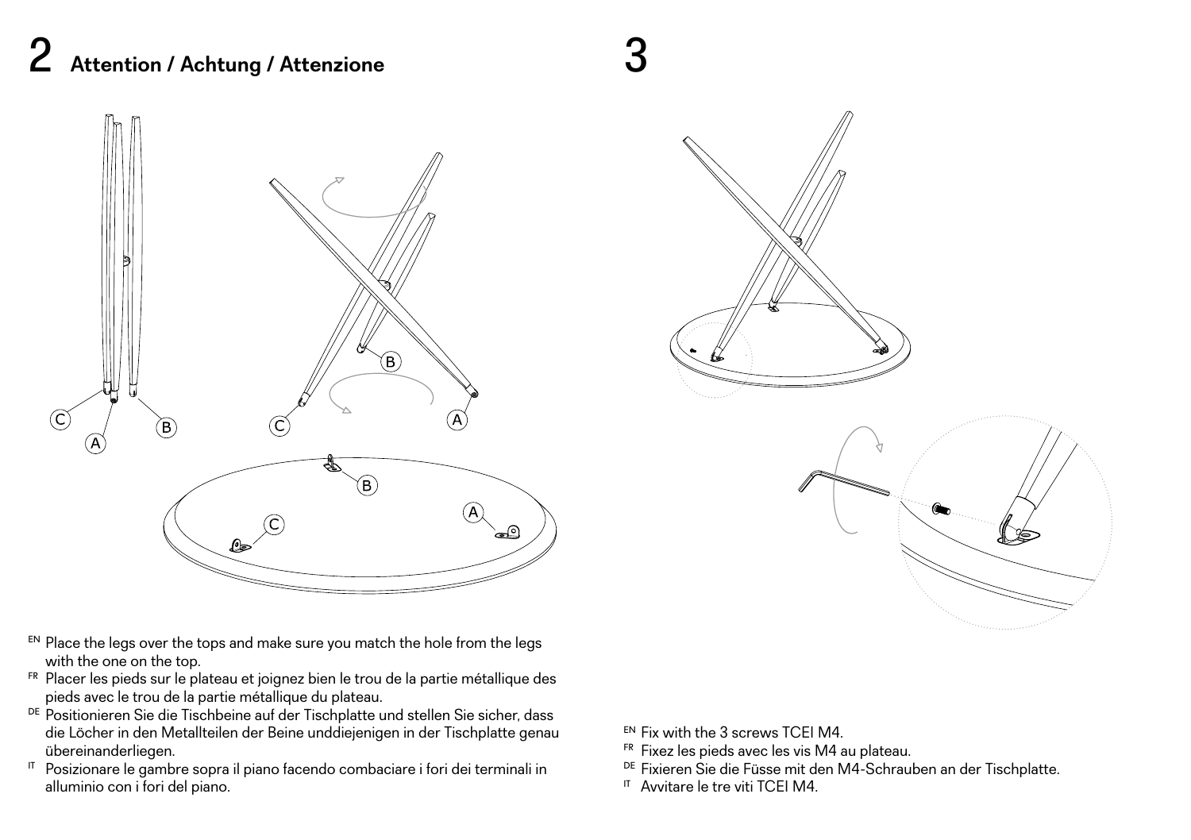## 2 Attention / Achtung / Attenzione

EN Place the legs over the tops and make sure you match the hole from the legs with the one on the top.

FR Placer les pieds sur le plateau et joignez bien le trou de la partie métallique des pieds avec le trou de la partie métallique du plateau.

DE Positionieren Sie die Tischbeine auf der Tischplatte und stellen Sie sicher, dass die Löcher in den Metallteilen der Beine unddiejenigen in der Tischplatte genau übereinanderliegen.

IT Posizionare le gambre sopra il piano facendo combaciare i fori dei terminali in alluminio con i fori del piano.

## 3

EN Fix with the 3 screws TCEI M4.

FR Fixez les pieds avec les vis M4 au plateau.

DE Fixieren Sie die Füsse mit den M4-Schrauben an der Tischplatte.

IT Avvitare le tre viti TCEI M4.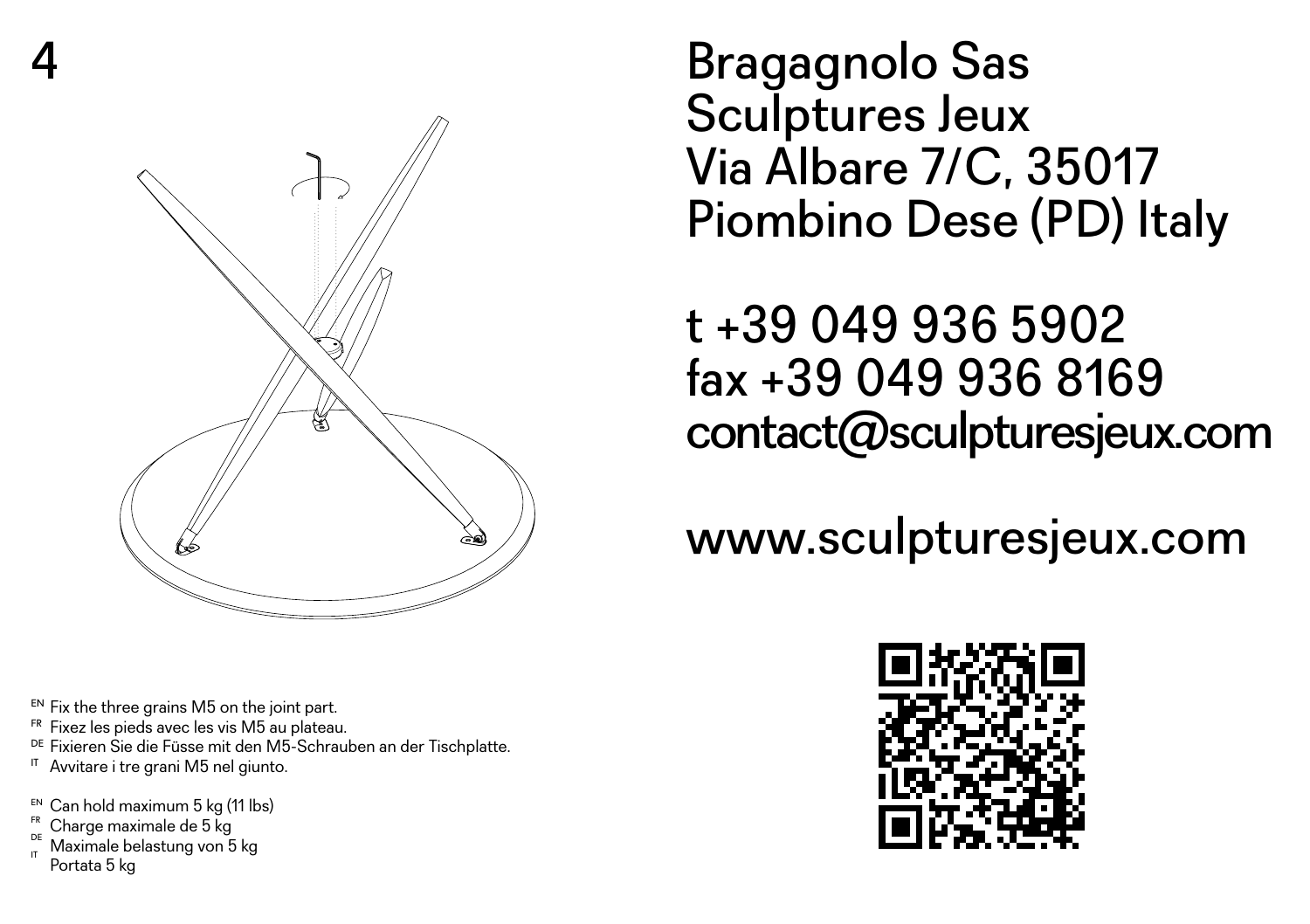# 4

EN Fix the three grains M5 on the joint part.
FR Fixez les pieds avec les vis M5 au plateau.
DE Fixieren Sie die Füsse mit den M5-Schrauben an der Tischplatte.
IT Avvitare i tre grani M5 nel giunto.

EN Can hold maximum 5 kg (11 lbs)
FR Charge maximale de 5 kg
DE Maximale belastung von 5 kg
IT Portata 5 kg

Bragagnolo Sas
Sculptures Jeux
Via Albare 7/C, 35017
Piombino Dese (PD) Italy

t +39 049 936 5902
fax +39 049 936 8169
contact@sculpturesjeux.com

www.sculpturesjeux.com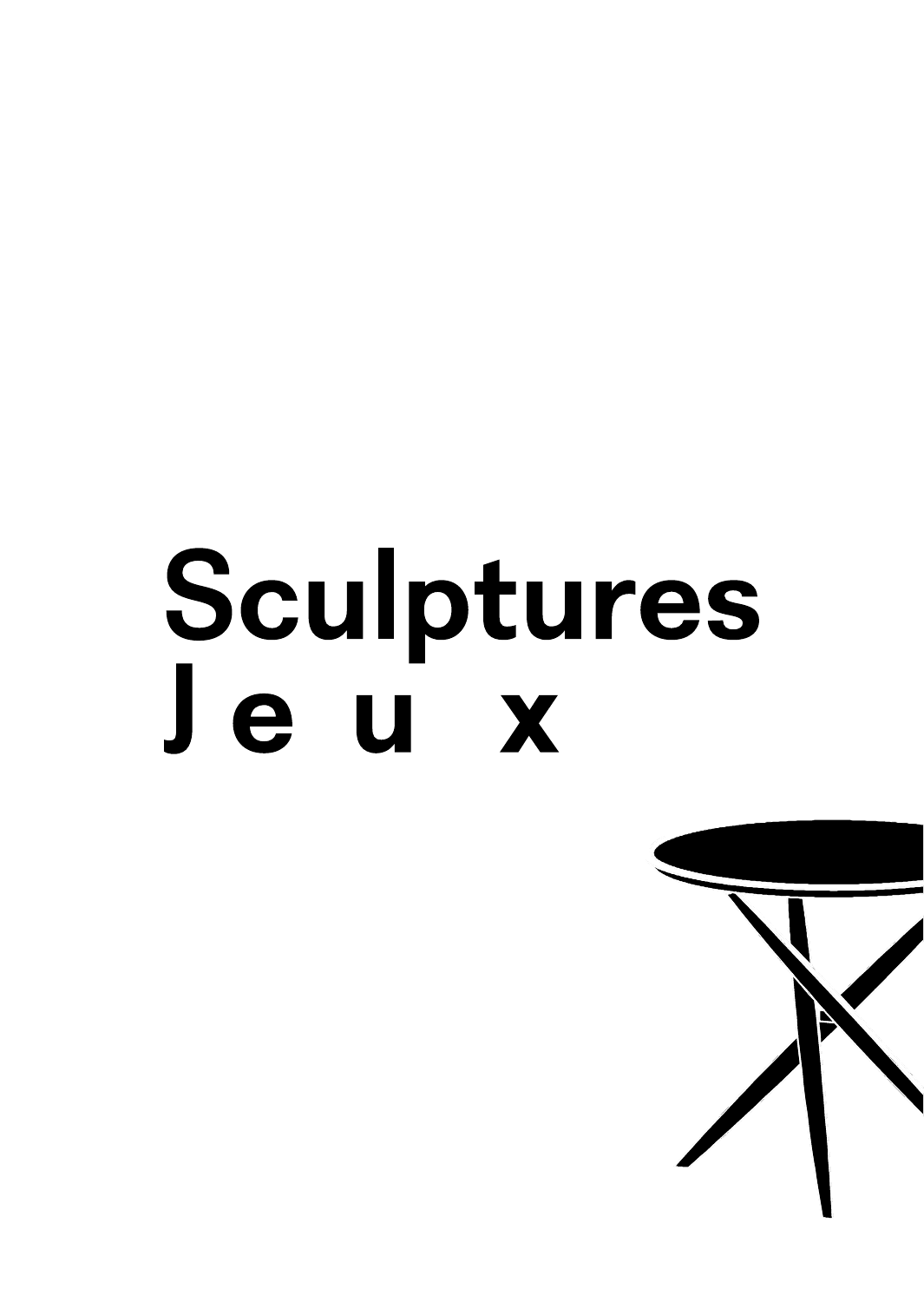# Sculptures
# J e u x